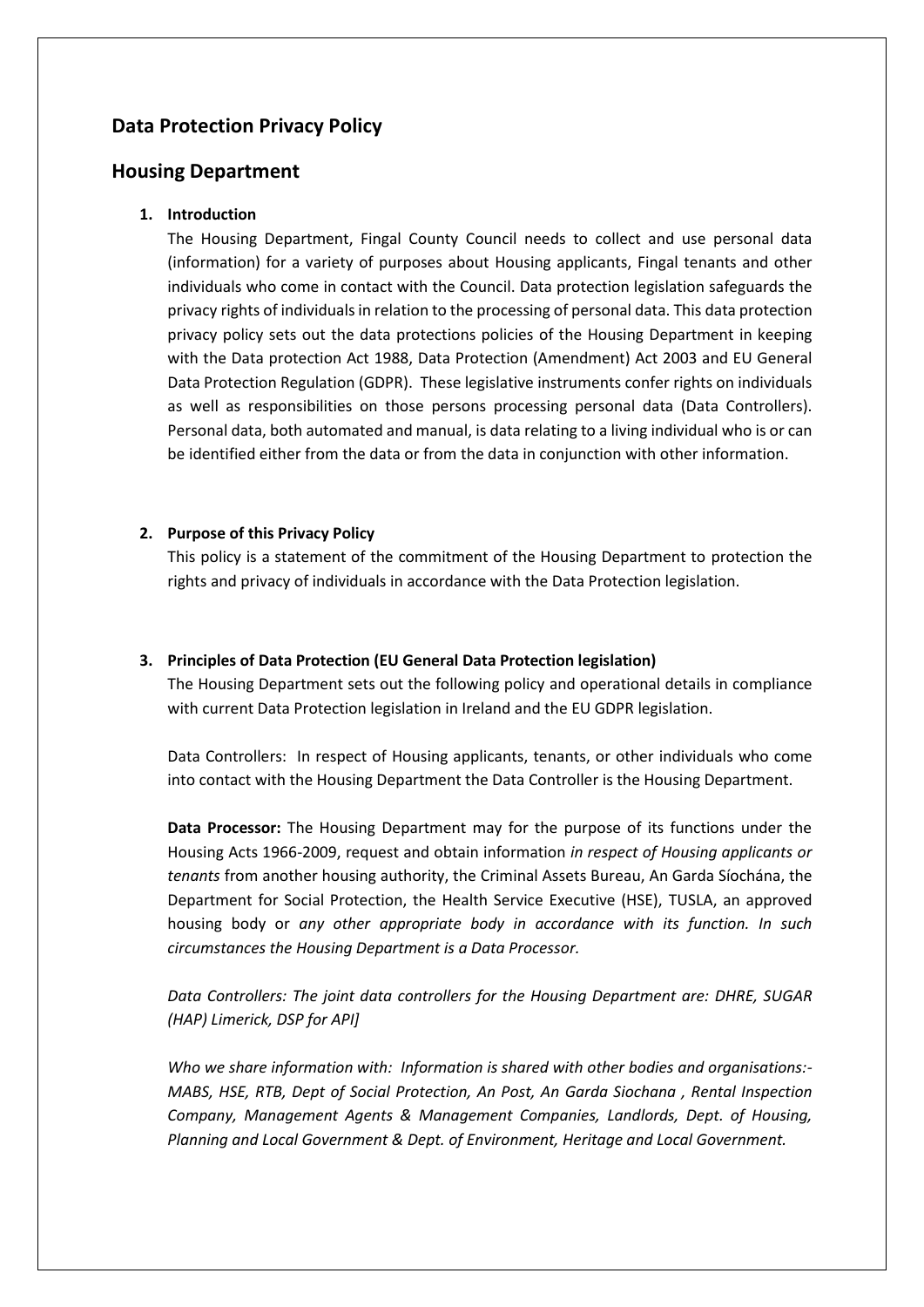## Data Protection Privacy Policy

## Housing Department

1. **Introduction**

   The Housing Department, Fingal County Council needs to collect and use personal data (information) for a variety of purposes about Housing applicants, Fingal tenants and other individuals who come in contact with the Council. Data protection legislation safeguards the privacy rights of individuals in relation to the processing of personal data. This data protection privacy policy sets out the data protections policies of the Housing Department in keeping with the Data protection Act 1988, Data Protection (Amendment) Act 2003 and EU General Data Protection Regulation (GDPR). These legislative instruments confer rights on individuals as well as responsibilities on those persons processing personal data (Data Controllers). Personal data, both automated and manual, is data relating to a living individual who is or can be identified either from the data or from the data in conjunction with other information.

2. **Purpose of this Privacy Policy**

   This policy is a statement of the commitment of the Housing Department to protection the rights and privacy of individuals in accordance with the Data Protection legislation.

3. **Principles of Data Protection (EU General Data Protection legislation)**

   The Housing Department sets out the following policy and operational details in compliance with current Data Protection legislation in Ireland and the EU GDPR legislation.

   Data Controllers: In respect of Housing applicants, tenants, or other individuals who come into contact with the Housing Department the Data Controller is the Housing Department.

   **Data Processor:** The Housing Department may for the purpose of its functions under the Housing Acts 1966-2009, request and obtain information *in respect of Housing applicants or tenants* from another housing authority, the Criminal Assets Bureau, An Garda Síochána, the Department for Social Protection, the Health Service Executive (HSE), TUSLA, an approved housing body or *any other appropriate body in accordance with its function. In such circumstances the Housing Department is a Data Processor.*

   *Data Controllers: The joint data controllers for the Housing Department are: DHRE, SUGAR (HAP) Limerick, DSP for API]*

   *Who we share information with: Information is shared with other bodies and organisations:- MABS, HSE, RTB, Dept of Social Protection, An Post, An Garda Siochana , Rental Inspection Company, Management Agents & Management Companies, Landlords, Dept. of Housing, Planning and Local Government & Dept. of Environment, Heritage and Local Government.*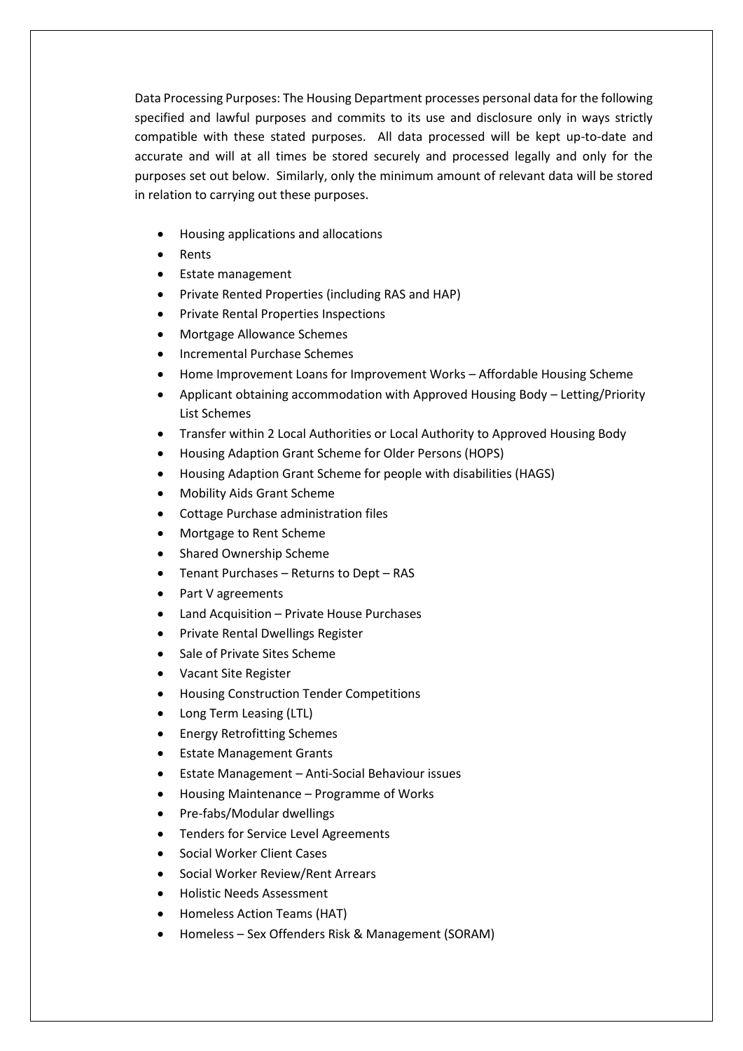Data Processing Purposes: The Housing Department processes personal data for the following specified and lawful purposes and commits to its use and disclosure only in ways strictly compatible with these stated purposes. All data processed will be kept up-to-date and accurate and will at all times be stored securely and processed legally and only for the purposes set out below. Similarly, only the minimum amount of relevant data will be stored in relation to carrying out these purposes.

- Housing applications and allocations
- Rents
- Estate management
- Private Rented Properties (including RAS and HAP)
- Private Rental Properties Inspections
- Mortgage Allowance Schemes
- Incremental Purchase Schemes
- Home Improvement Loans for Improvement Works – Affordable Housing Scheme
- Applicant obtaining accommodation with Approved Housing Body – Letting/Priority List Schemes
- Transfer within 2 Local Authorities or Local Authority to Approved Housing Body
- Housing Adaption Grant Scheme for Older Persons (HOPS)
- Housing Adaption Grant Scheme for people with disabilities (HAGS)
- Mobility Aids Grant Scheme
- Cottage Purchase administration files
- Mortgage to Rent Scheme
- Shared Ownership Scheme
- Tenant Purchases – Returns to Dept – RAS
- Part V agreements
- Land Acquisition – Private House Purchases
- Private Rental Dwellings Register
- Sale of Private Sites Scheme
- Vacant Site Register
- Housing Construction Tender Competitions
- Long Term Leasing (LTL)
- Energy Retrofitting Schemes
- Estate Management Grants
- Estate Management – Anti-Social Behaviour issues
- Housing Maintenance – Programme of Works
- Pre-fabs/Modular dwellings
- Tenders for Service Level Agreements
- Social Worker Client Cases
- Social Worker Review/Rent Arrears
- Holistic Needs Assessment
- Homeless Action Teams (HAT)
- Homeless – Sex Offenders Risk & Management (SORAM)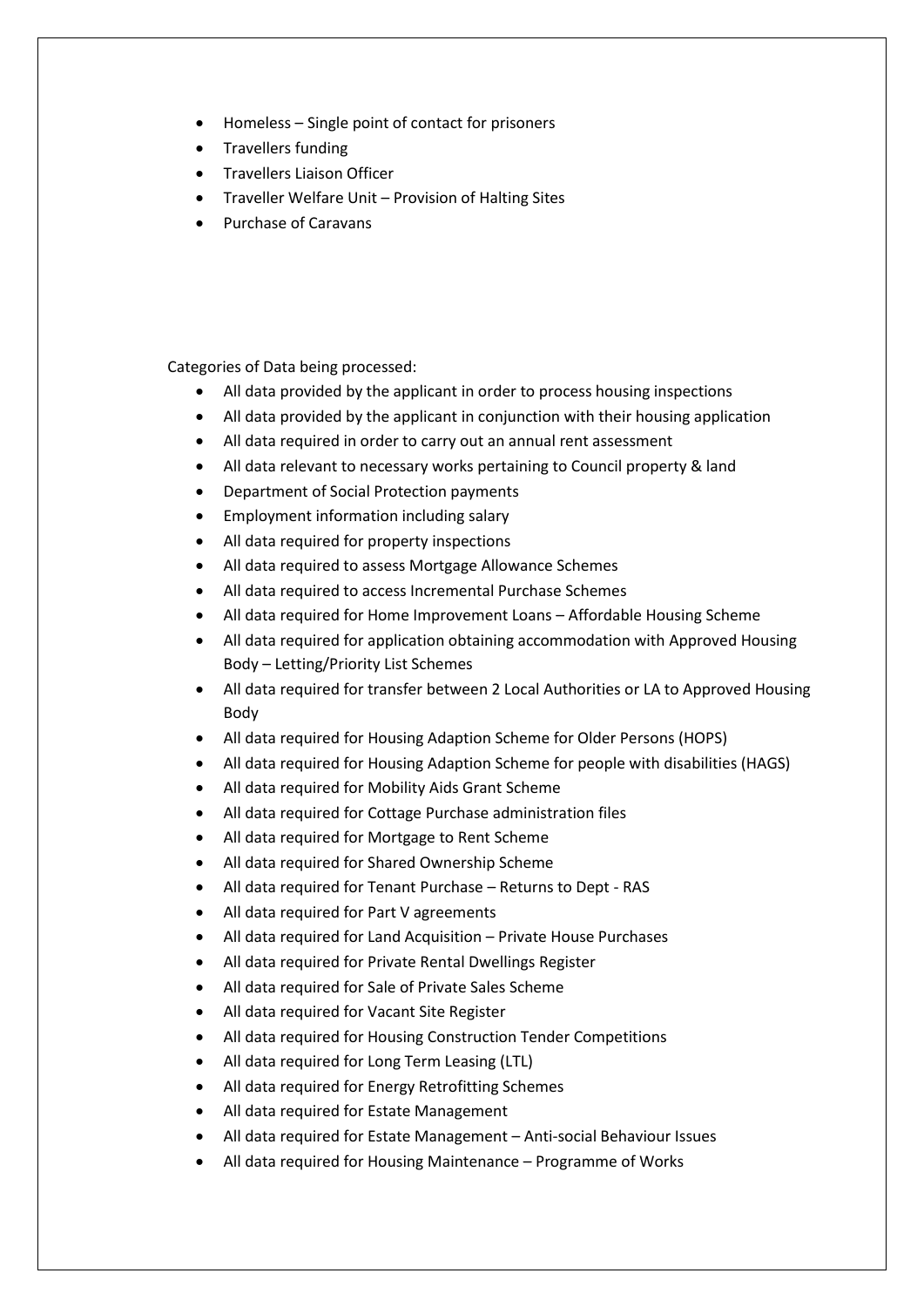- Homeless – Single point of contact for prisoners
- Travellers funding
- Travellers Liaison Officer
- Traveller Welfare Unit – Provision of Halting Sites
- Purchase of Caravans

Categories of Data being processed:

- All data provided by the applicant in order to process housing inspections
- All data provided by the applicant in conjunction with their housing application
- All data required in order to carry out an annual rent assessment
- All data relevant to necessary works pertaining to Council property & land
- Department of Social Protection payments
- Employment information including salary
- All data required for property inspections
- All data required to assess Mortgage Allowance Schemes
- All data required to access Incremental Purchase Schemes
- All data required for Home Improvement Loans – Affordable Housing Scheme
- All data required for application obtaining accommodation with Approved Housing Body – Letting/Priority List Schemes
- All data required for transfer between 2 Local Authorities or LA to Approved Housing Body
- All data required for Housing Adaption Scheme for Older Persons (HOPS)
- All data required for Housing Adaption Scheme for people with disabilities (HAGS)
- All data required for Mobility Aids Grant Scheme
- All data required for Cottage Purchase administration files
- All data required for Mortgage to Rent Scheme
- All data required for Shared Ownership Scheme
- All data required for Tenant Purchase – Returns to Dept - RAS
- All data required for Part V agreements
- All data required for Land Acquisition – Private House Purchases
- All data required for Private Rental Dwellings Register
- All data required for Sale of Private Sales Scheme
- All data required for Vacant Site Register
- All data required for Housing Construction Tender Competitions
- All data required for Long Term Leasing (LTL)
- All data required for Energy Retrofitting Schemes
- All data required for Estate Management
- All data required for Estate Management – Anti-social Behaviour Issues
- All data required for Housing Maintenance – Programme of Works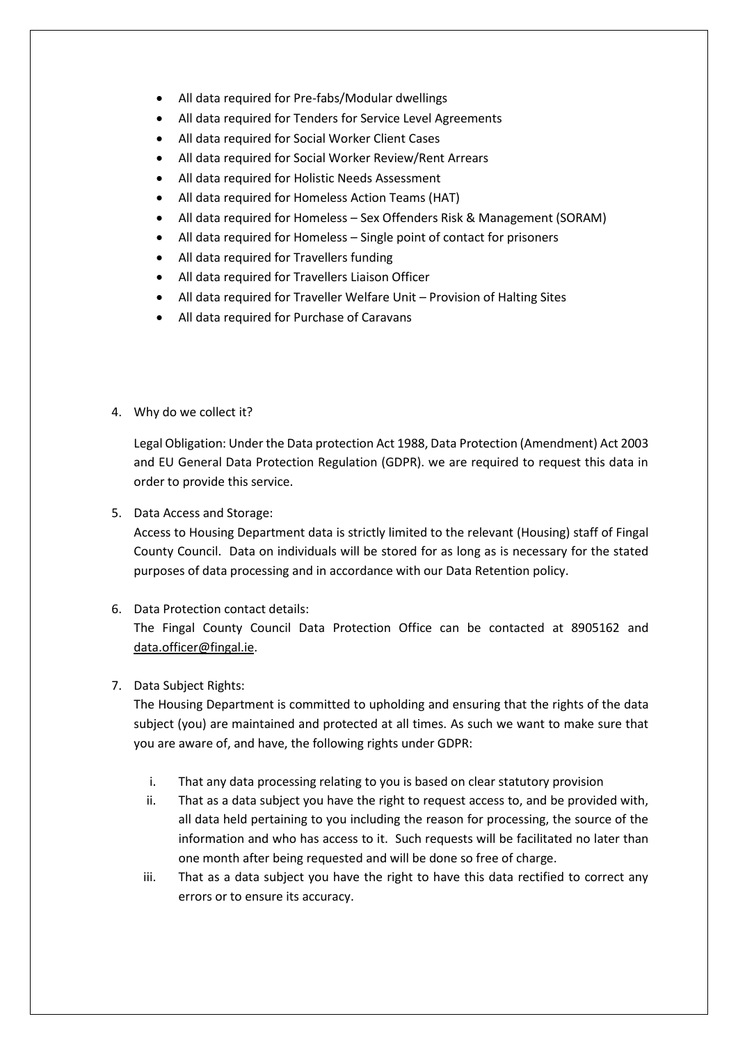- All data required for Pre-fabs/Modular dwellings
- All data required for Tenders for Service Level Agreements
- All data required for Social Worker Client Cases
- All data required for Social Worker Review/Rent Arrears
- All data required for Holistic Needs Assessment
- All data required for Homeless Action Teams (HAT)
- All data required for Homeless – Sex Offenders Risk & Management (SORAM)
- All data required for Homeless – Single point of contact for prisoners
- All data required for Travellers funding
- All data required for Travellers Liaison Officer
- All data required for Traveller Welfare Unit – Provision of Halting Sites
- All data required for Purchase of Caravans

4. Why do we collect it?

   Legal Obligation: Under the Data protection Act 1988, Data Protection (Amendment) Act 2003 and EU General Data Protection Regulation (GDPR). we are required to request this data in order to provide this service.

5. Data Access and Storage:
   Access to Housing Department data is strictly limited to the relevant (Housing) staff of Fingal County Council. Data on individuals will be stored for as long as is necessary for the stated purposes of data processing and in accordance with our Data Retention policy.

6. Data Protection contact details:
   The Fingal County Council Data Protection Office can be contacted at 8905162 and data.officer@fingal.ie.

7. Data Subject Rights:
   The Housing Department is committed to upholding and ensuring that the rights of the data subject (you) are maintained and protected at all times. As such we want to make sure that you are aware of, and have, the following rights under GDPR:

   i. That any data processing relating to you is based on clear statutory provision
   ii. That as a data subject you have the right to request access to, and be provided with, all data held pertaining to you including the reason for processing, the source of the information and who has access to it. Such requests will be facilitated no later than one month after being requested and will be done so free of charge.
   iii. That as a data subject you have the right to have this data rectified to correct any errors or to ensure its accuracy.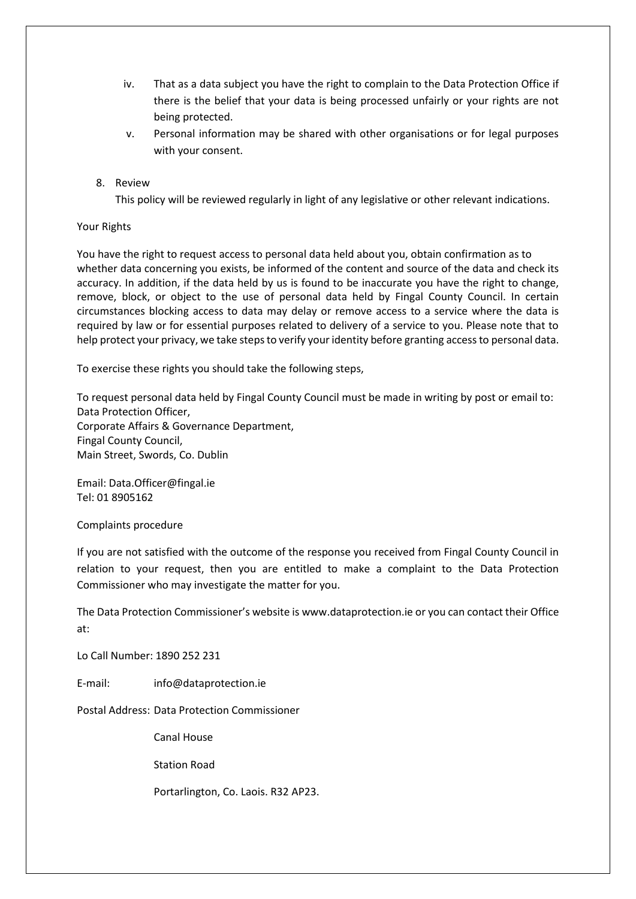iv. That as a data subject you have the right to complain to the Data Protection Office if there is the belief that your data is being processed unfairly or your rights are not being protected.

v. Personal information may be shared with other organisations or for legal purposes with your consent.

8. Review

   This policy will be reviewed regularly in light of any legislative or other relevant indications.

Your Rights

You have the right to request access to personal data held about you, obtain confirmation as to whether data concerning you exists, be informed of the content and source of the data and check its accuracy. In addition, if the data held by us is found to be inaccurate you have the right to change, remove, block, or object to the use of personal data held by Fingal County Council. In certain circumstances blocking access to data may delay or remove access to a service where the data is required by law or for essential purposes related to delivery of a service to you. Please note that to help protect your privacy, we take steps to verify your identity before granting access to personal data.

To exercise these rights you should take the following steps,

To request personal data held by Fingal County Council must be made in writing by post or email to:
Data Protection Officer,
Corporate Affairs & Governance Department,
Fingal County Council,
Main Street, Swords, Co. Dublin

Email: Data.Officer@fingal.ie
Tel: 01 8905162

Complaints procedure

If you are not satisfied with the outcome of the response you received from Fingal County Council in relation to your request, then you are entitled to make a complaint to the Data Protection Commissioner who may investigate the matter for you.

The Data Protection Commissioner's website is www.dataprotection.ie or you can contact their Office at:

Lo Call Number: 1890 252 231

E-mail: info@dataprotection.ie

Postal Address: Data Protection Commissioner

Canal House

Station Road

Portarlington, Co. Laois. R32 AP23.